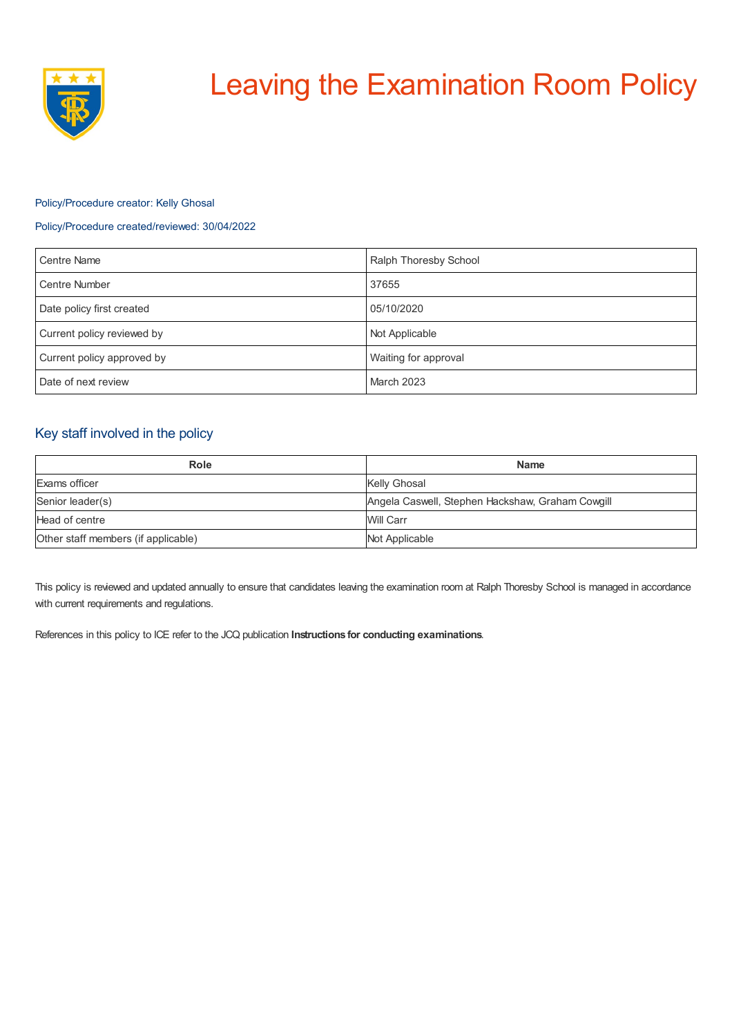# Leaving the Examination Room Policy

Policy/Procedure creator: Kelly Ghosal

Policy/Procedure created/reviewed: 30/04/2022

| Centre Name | Ralph Thoresby School |
|---|---|
| Centre Number | 37655 |
| Date policy first created | 05/10/2020 |
| Current policy reviewed by | Not Applicable |
| Current policy approved by | Waiting for approval |
| Date of next review | March 2023 |

## Key staff involved in the policy

| Role | Name |
|---|---|
| Exams officer | Kelly Ghosal |
| Senior leader(s) | Angela Caswell, Stephen Hackshaw, Graham Cowgill |
| Head of centre | Will Carr |
| Other staff members (if applicable) | Not Applicable |

This policy is reviewed and updated annually to ensure that candidates leaving the examination room at Ralph Thoresby School is managed in accordance with current requirements and regulations.

References in this policy to ICE refer to the JCQ publication **Instructions for conducting examinations**.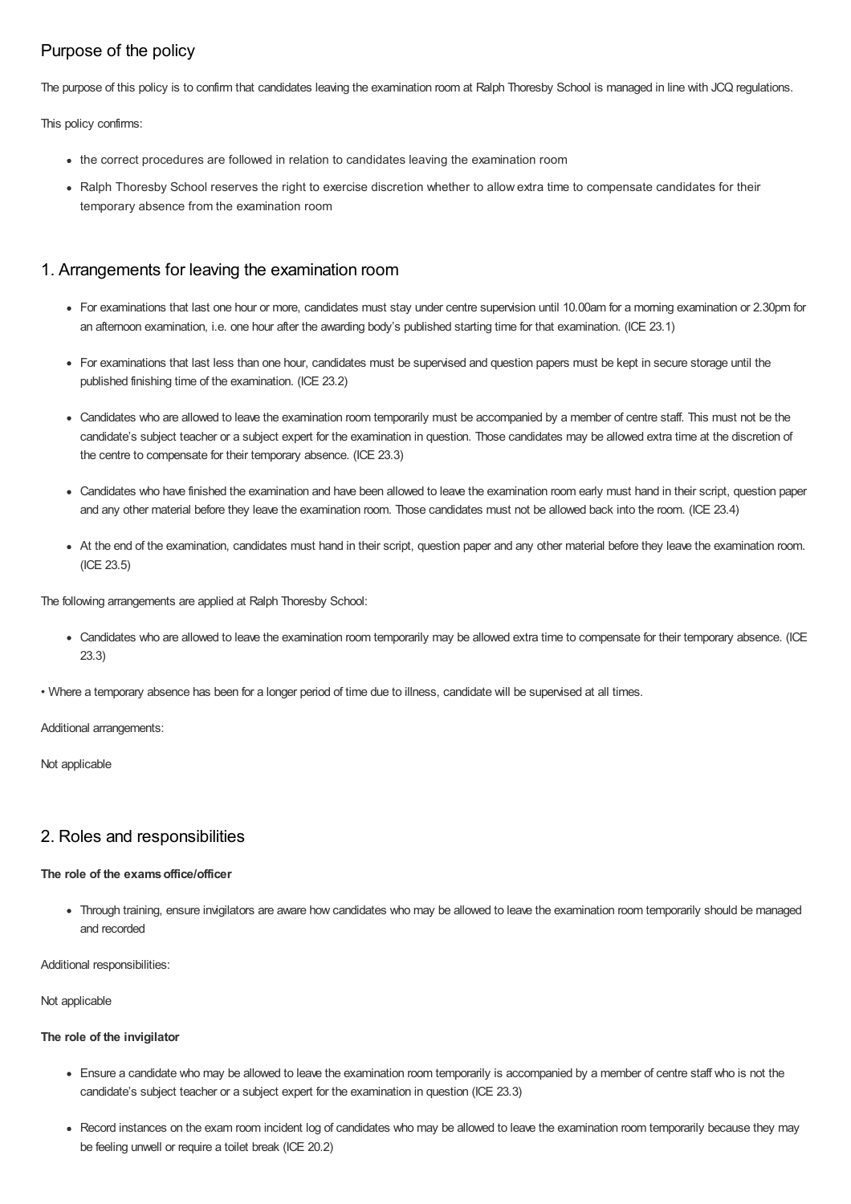## Purpose of the policy

The purpose of this policy is to confirm that candidates leaving the examination room at Ralph Thoresby School is managed in line with JCQ regulations.

This policy confirms:

- the correct procedures are followed in relation to candidates leaving the examination room
- Ralph Thoresby School reserves the right to exercise discretion whether to allow extra time to compensate candidates for their temporary absence from the examination room

## 1. Arrangements for leaving the examination room

- For examinations that last one hour or more, candidates must stay under centre supervision until 10.00am for a morning examination or 2.30pm for an afternoon examination, i.e. one hour after the awarding body's published starting time for that examination. (ICE 23.1)
- For examinations that last less than one hour, candidates must be supervised and question papers must be kept in secure storage until the published finishing time of the examination. (ICE 23.2)
- Candidates who are allowed to leave the examination room temporarily must be accompanied by a member of centre staff. This must not be the candidate's subject teacher or a subject expert for the examination in question. Those candidates may be allowed extra time at the discretion of the centre to compensate for their temporary absence. (ICE 23.3)
- Candidates who have finished the examination and have been allowed to leave the examination room early must hand in their script, question paper and any other material before they leave the examination room. Those candidates must not be allowed back into the room. (ICE 23.4)
- At the end of the examination, candidates must hand in their script, question paper and any other material before they leave the examination room. (ICE 23.5)

The following arrangements are applied at Ralph Thoresby School:

- Candidates who are allowed to leave the examination room temporarily may be allowed extra time to compensate for their temporary absence. (ICE 23.3)

• Where a temporary absence has been for a longer period of time due to illness, candidate will be supervised at all times.

Additional arrangements:

Not applicable

## 2. Roles and responsibilities

**The role of the exams office/officer**

- Through training, ensure invigilators are aware how candidates who may be allowed to leave the examination room temporarily should be managed and recorded

Additional responsibilities:

Not applicable

**The role of the invigilator**

- Ensure a candidate who may be allowed to leave the examination room temporarily is accompanied by a member of centre staff who is not the candidate's subject teacher or a subject expert for the examination in question (ICE 23.3)
- Record instances on the exam room incident log of candidates who may be allowed to leave the examination room temporarily because they may be feeling unwell or require a toilet break (ICE 20.2)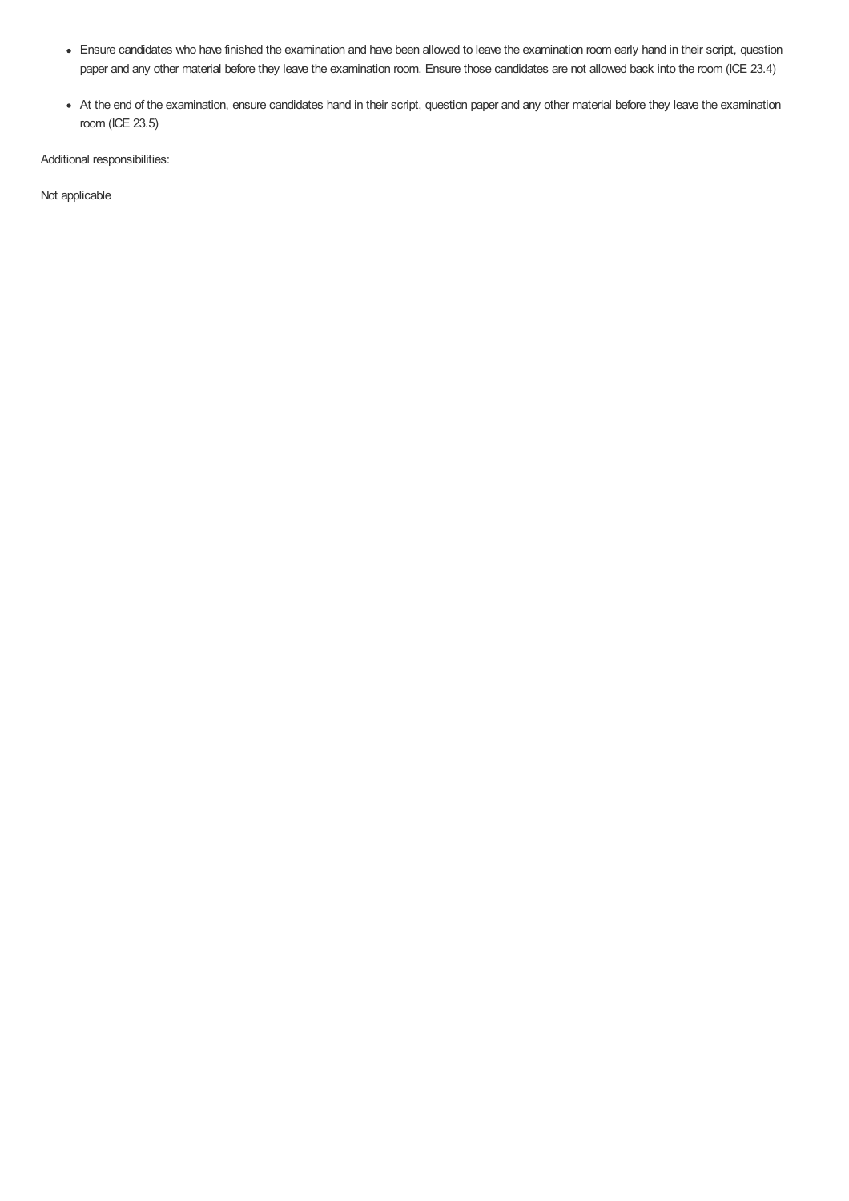- Ensure candidates who have finished the examination and have been allowed to leave the examination room early hand in their script, question paper and any other material before they leave the examination room. Ensure those candidates are not allowed back into the room (ICE 23.4)
- At the end of the examination, ensure candidates hand in their script, question paper and any other material before they leave the examination room (ICE 23.5)

Additional responsibilities:

Not applicable